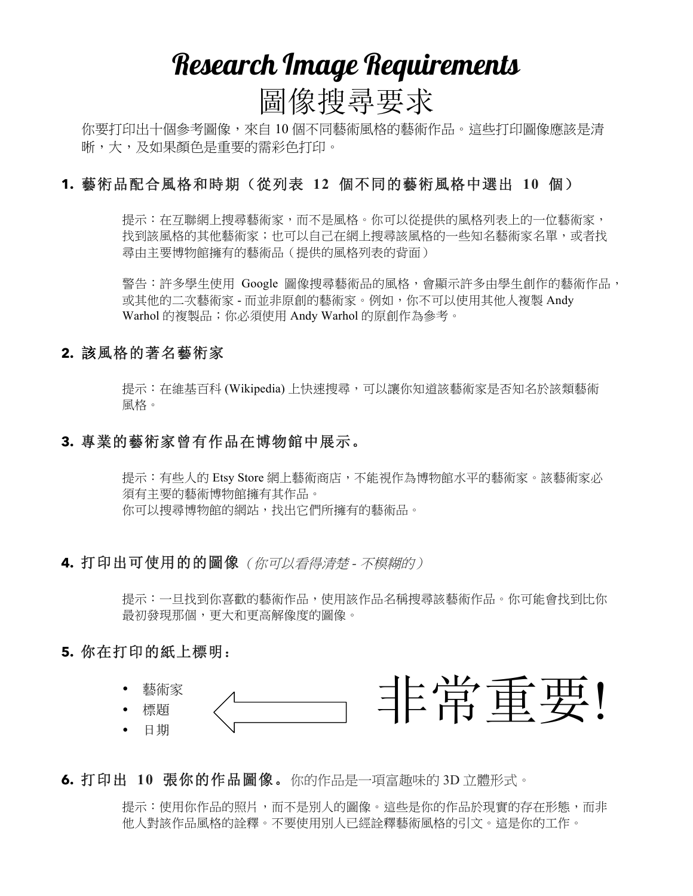# Research Image Requirements

# 圖像搜尋要求

你要打印出十個參考圖像，來自 10 個不同藝術風格的藝術作品。這些打印圖像應該是清晰，大，及如果顏色是重要的需彩色打印。

### 1. 藝術品配合風格和時期（從列表 12 個不同的藝術風格中選出 10 個）

提示：在互聯網上搜尋藝術家，而不是風格。你可以從提供的風格列表上的一位藝術家，找到該風格的其他藝術家；也可以自己在網上搜尋該風格的一些知名藝術家名單，或者找尋由主要博物館擁有的藝術品（提供的風格列表的背面）

警告：許多學生使用 Google 圖像搜尋藝術品的風格，會顯示許多由學生創作的藝術作品，或其他的二次藝術家 - 而並非原創的藝術家。例如，你不可以使用其他人複製 Andy Warhol 的複製品；你必須使用 Andy Warhol 的原創作為參考。

### 2. 該風格的著名藝術家

提示：在維基百科 (Wikipedia) 上快速搜尋，可以讓你知道該藝術家是否知名於該類藝術風格。

### 3. 專業的藝術家曾有作品在博物館中展示。

提示：有些人的 Etsy Store 網上藝術商店，不能視作為博物館水平的藝術家。該藝術家必須有主要的藝術博物館擁有其作品。
你可以搜尋博物館的網站，找出它們所擁有的藝術品。

### 4. 打印出可使用的的圖像 *（你可以看得清楚 - 不模糊的）*

提示：一旦找到你喜歡的藝術作品，使用該作品名稱搜尋該藝術作品。你可能會找到比你最初發現那個，更大和更高解像度的圖像。

### 5. 你在打印的紙上標明：

- 藝術家
- 標題
- 日期

⟵ 非常重要!

### 6. 打印出 10 張你的作品圖像。你的作品是一項富趣味的 3D 立體形式。

提示：使用你作品的照片，而不是別人的圖像。這些是你的作品於現實的存在形態，而非他人對該作品風格的詮釋。不要使用別人已經詮釋藝術風格的引文。這是你的工作。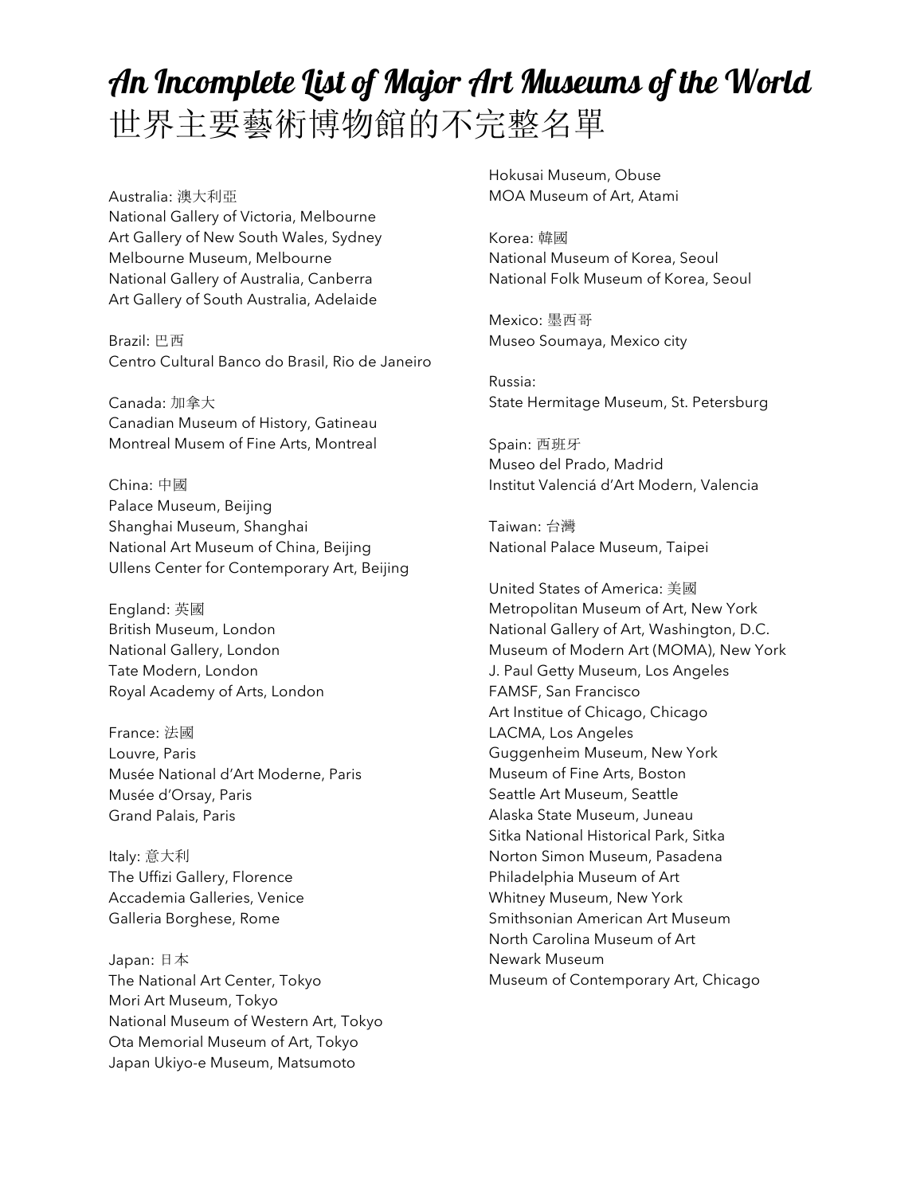# An Incomplete List of Major Art Museums of the World
# 世界主要藝術博物館的不完整名單

Australia: 澳大利亞
National Gallery of Victoria, Melbourne
Art Gallery of New South Wales, Sydney
Melbourne Museum, Melbourne
National Gallery of Australia, Canberra
Art Gallery of South Australia, Adelaide

Brazil: 巴西
Centro Cultural Banco do Brasil, Rio de Janeiro

Canada: 加拿大
Canadian Museum of History, Gatineau
Montreal Musem of Fine Arts, Montreal

China: 中國
Palace Museum, Beijing
Shanghai Museum, Shanghai
National Art Museum of China, Beijing
Ullens Center for Contemporary Art, Beijing

England: 英國
British Museum, London
National Gallery, London
Tate Modern, London
Royal Academy of Arts, London

France: 法國
Louvre, Paris
Musée National d'Art Moderne, Paris
Musée d'Orsay, Paris
Grand Palais, Paris

Italy: 意大利
The Uffizi Gallery, Florence
Accademia Galleries, Venice
Galleria Borghese, Rome

Japan: 日本
The National Art Center, Tokyo
Mori Art Museum, Tokyo
National Museum of Western Art, Tokyo
Ota Memorial Museum of Art, Tokyo
Japan Ukiyo-e Museum, Matsumoto
Hokusai Museum, Obuse
MOA Museum of Art, Atami

Korea: 韓國
National Museum of Korea, Seoul
National Folk Museum of Korea, Seoul

Mexico: 墨西哥
Museo Soumaya, Mexico city

Russia:
State Hermitage Museum, St. Petersburg

Spain: 西班牙
Museo del Prado, Madrid
Institut Valenciá d'Art Modern, Valencia

Taiwan: 台灣
National Palace Museum, Taipei

United States of America: 美國
Metropolitan Museum of Art, New York
National Gallery of Art, Washington, D.C.
Museum of Modern Art (MOMA), New York
J. Paul Getty Museum, Los Angeles
FAMSF, San Francisco
Art Institue of Chicago, Chicago
LACMA, Los Angeles
Guggenheim Museum, New York
Museum of Fine Arts, Boston
Seattle Art Museum, Seattle
Alaska State Museum, Juneau
Sitka National Historical Park, Sitka
Norton Simon Museum, Pasadena
Philadelphia Museum of Art
Whitney Museum, New York
Smithsonian American Art Museum
North Carolina Museum of Art
Newark Museum
Museum of Contemporary Art, Chicago